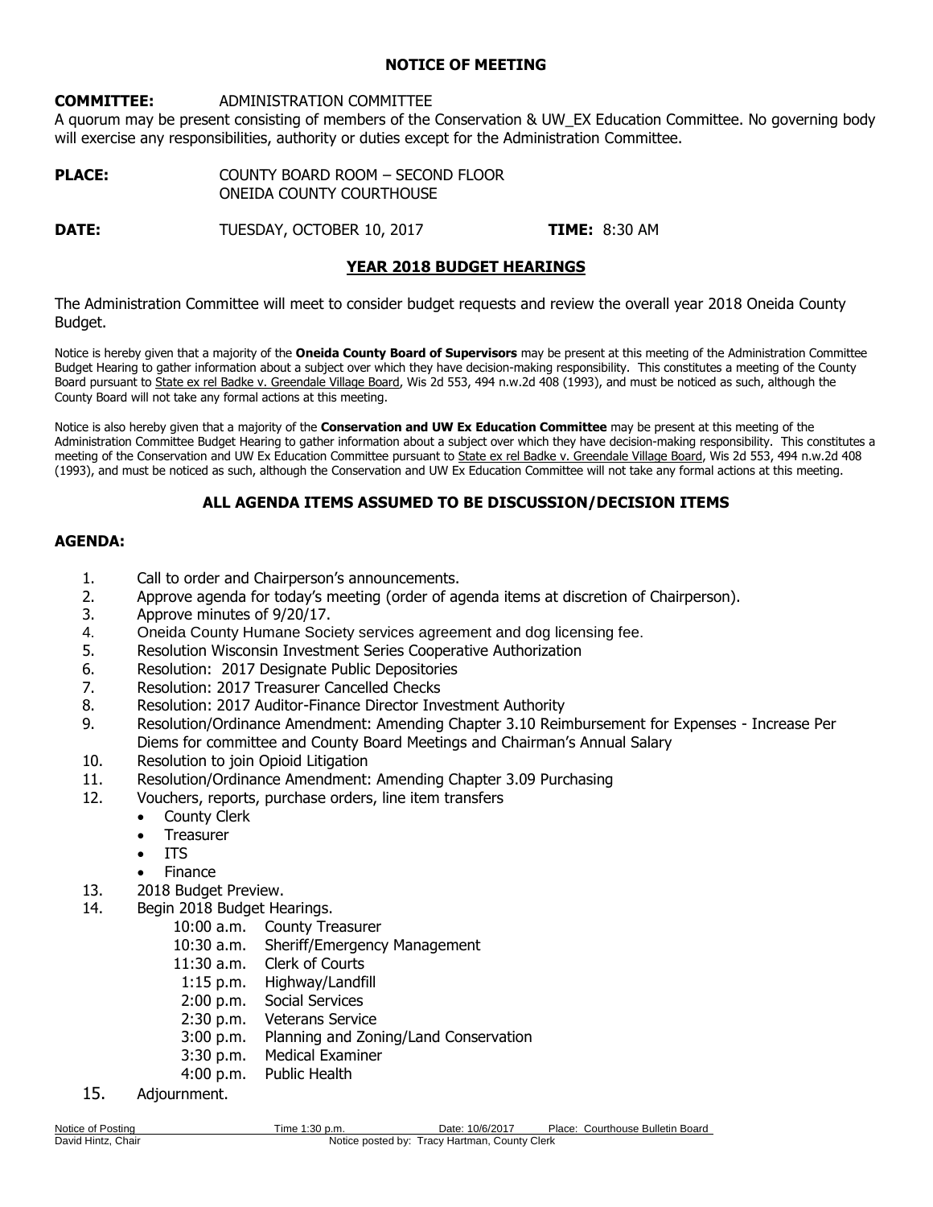# NOTICE OF MEETING

**COMMITTEE:** ADMINISTRATION COMMITTEE

A quorum may be present consisting of members of the Conservation & UW_EX Education Committee. No governing body will exercise any responsibilities, authority or duties except for the Administration Committee.

**PLACE:** COUNTY BOARD ROOM – SECOND FLOOR
ONEIDA COUNTY COURTHOUSE

**DATE:** TUESDAY, OCTOBER 10, 2017 **TIME:** 8:30 AM

## YEAR 2018 BUDGET HEARINGS

The Administration Committee will meet to consider budget requests and review the overall year 2018 Oneida County Budget.

Notice is hereby given that a majority of the **Oneida County Board of Supervisors** may be present at this meeting of the Administration Committee Budget Hearing to gather information about a subject over which they have decision-making responsibility. This constitutes a meeting of the County Board pursuant to State ex rel Badke v. Greendale Village Board, Wis 2d 553, 494 n.w.2d 408 (1993), and must be noticed as such, although the County Board will not take any formal actions at this meeting.

Notice is also hereby given that a majority of the **Conservation and UW Ex Education Committee** may be present at this meeting of the Administration Committee Budget Hearing to gather information about a subject over which they have decision-making responsibility. This constitutes a meeting of the Conservation and UW Ex Education Committee pursuant to State ex rel Badke v. Greendale Village Board, Wis 2d 553, 494 n.w.2d 408 (1993), and must be noticed as such, although the Conservation and UW Ex Education Committee will not take any formal actions at this meeting.

### ALL AGENDA ITEMS ASSUMED TO BE DISCUSSION/DECISION ITEMS

**AGENDA:**

1. Call to order and Chairperson's announcements.
2. Approve agenda for today's meeting (order of agenda items at discretion of Chairperson).
3. Approve minutes of 9/20/17.
4. Oneida County Humane Society services agreement and dog licensing fee.
5. Resolution Wisconsin Investment Series Cooperative Authorization
6. Resolution: 2017 Designate Public Depositories
7. Resolution: 2017 Treasurer Cancelled Checks
8. Resolution: 2017 Auditor-Finance Director Investment Authority
9. Resolution/Ordinance Amendment: Amending Chapter 3.10 Reimbursement for Expenses - Increase Per Diems for committee and County Board Meetings and Chairman's Annual Salary
10. Resolution to join Opioid Litigation
11. Resolution/Ordinance Amendment: Amending Chapter 3.09 Purchasing
12. Vouchers, reports, purchase orders, line item transfers
    - County Clerk
    - Treasurer
    - ITS
    - Finance
13. 2018 Budget Preview.
14. Begin 2018 Budget Hearings.
    - 10:00 a.m. County Treasurer
    - 10:30 a.m. Sheriff/Emergency Management
    - 11:30 a.m. Clerk of Courts
    - 1:15 p.m. Highway/Landfill
    - 2:00 p.m. Social Services
    - 2:30 p.m. Veterans Service
    - 3:00 p.m. Planning and Zoning/Land Conservation
    - 3:30 p.m. Medical Examiner
    - 4:00 p.m. Public Health
15. Adjournment.

Notice of Posting Time 1:30 p.m. Date: 10/6/2017 Place: Courthouse Bulletin Board
David Hintz, Chair Notice posted by: Tracy Hartman, County Clerk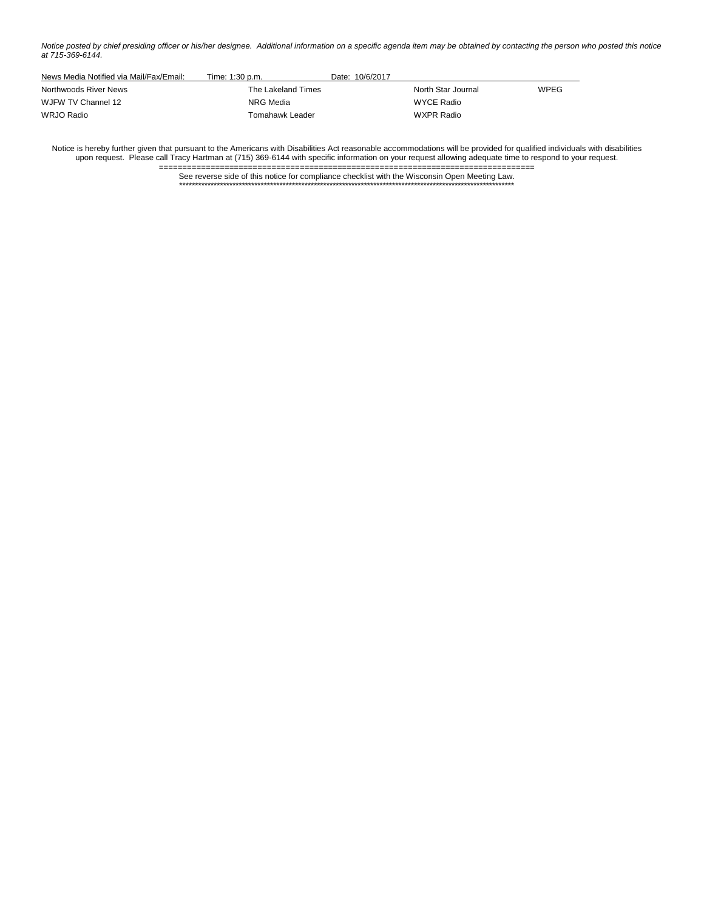*Notice posted by chief presiding officer or his/her designee. Additional information on a specific agenda item may be obtained by contacting the person who posted this notice at 715-369-6144.*

| News Media Notified via Mail/Fax/Email: | Time: 1:30 p.m. | Date: 10/6/2017 | |
|---|---|---|---|
| Northwoods River News | The Lakeland Times | North Star Journal | WPEG |
| WJFW TV Channel 12 | NRG Media | WYCE Radio | |
| WRJO Radio | Tomahawk Leader | WXPR Radio | |

Notice is hereby further given that pursuant to the Americans with Disabilities Act reasonable accommodations will be provided for qualified individuals with disabilities upon request. Please call Tracy Hartman at (715) 369-6144 with specific information on your request allowing adequate time to respond to your request.

==============================================================================

See reverse side of this notice for compliance checklist with the Wisconsin Open Meeting Law.

**********************************************************************************************************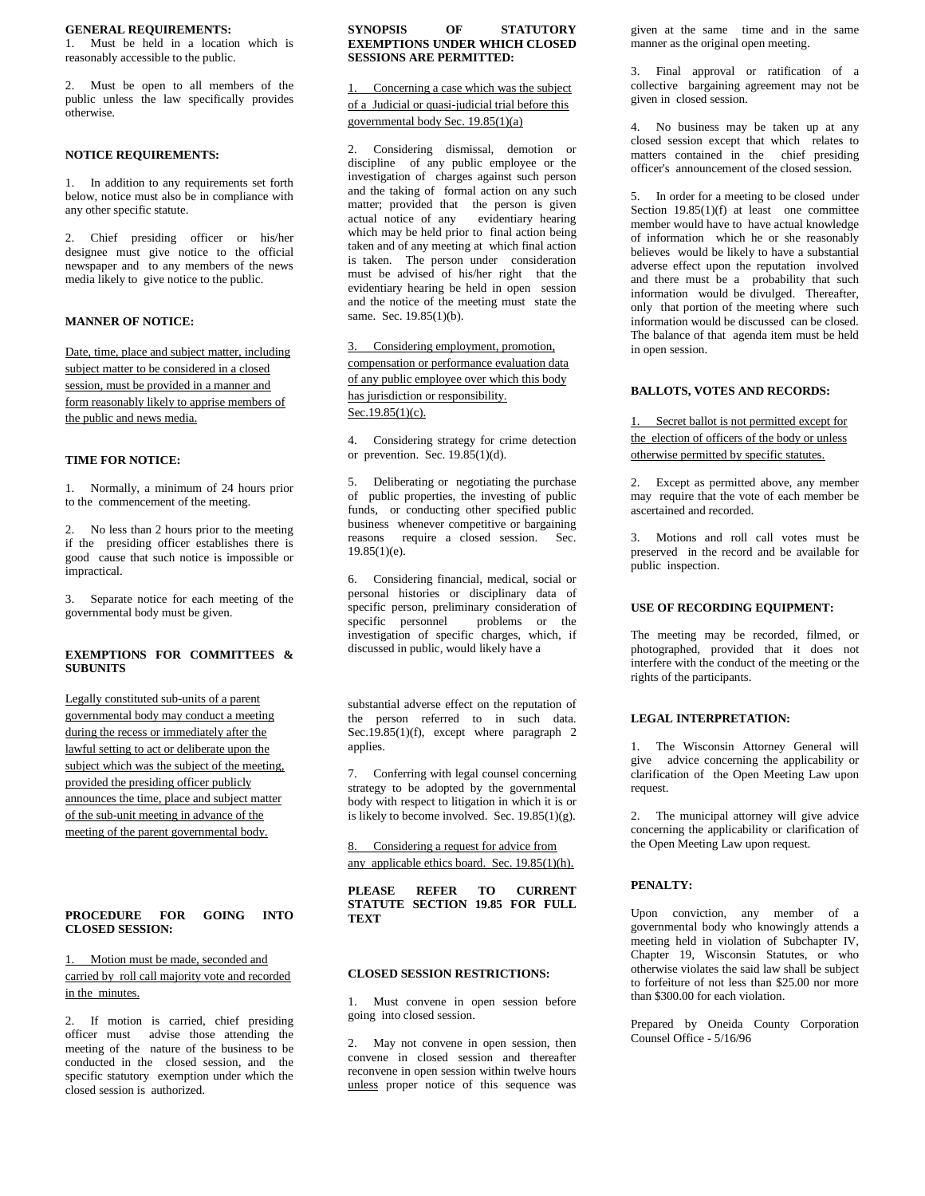**GENERAL REQUIREMENTS:**

1. Must be held in a location which is reasonably accessible to the public.

2. Must be open to all members of the public unless the law specifically provides otherwise.

**NOTICE REQUIREMENTS:**

1. In addition to any requirements set forth below, notice must also be in compliance with any other specific statute.

2. Chief presiding officer or his/her designee must give notice to the official newspaper and to any members of the news media likely to give notice to the public.

**MANNER OF NOTICE:**

Date, time, place and subject matter, including subject matter to be considered in a closed session, must be provided in a manner and form reasonably likely to apprise members of the public and news media.

**TIME FOR NOTICE:**

1. Normally, a minimum of 24 hours prior to the commencement of the meeting.

2. No less than 2 hours prior to the meeting if the presiding officer establishes there is good cause that such notice is impossible or impractical.

3. Separate notice for each meeting of the governmental body must be given.

**EXEMPTIONS FOR COMMITTEES & SUBUNITS**

Legally constituted sub-units of a parent governmental body may conduct a meeting during the recess or immediately after the lawful setting to act or deliberate upon the subject which was the subject of the meeting, provided the presiding officer publicly announces the time, place and subject matter of the sub-unit meeting in advance of the meeting of the parent governmental body.

**PROCEDURE FOR GOING INTO CLOSED SESSION:**

1. Motion must be made, seconded and carried by roll call majority vote and recorded in the minutes.

2. If motion is carried, chief presiding officer must advise those attending the meeting of the nature of the business to be conducted in the closed session, and the specific statutory exemption under which the closed session is authorized.

**SYNOPSIS OF STATUTORY EXEMPTIONS UNDER WHICH CLOSED SESSIONS ARE PERMITTED:**

1. Concerning a case which was the subject of a Judicial or quasi-judicial trial before this governmental body Sec. 19.85(1)(a)

2. Considering dismissal, demotion or discipline of any public employee or the investigation of charges against such person and the taking of formal action on any such matter; provided that the person is given actual notice of any evidentiary hearing which may be held prior to final action being taken and of any meeting at which final action is taken. The person under consideration must be advised of his/her right that the evidentiary hearing be held in open session and the notice of the meeting must state the same. Sec. 19.85(1)(b).

3. Considering employment, promotion, compensation or performance evaluation data of any public employee over which this body has jurisdiction or responsibility. Sec.19.85(1)(c).

4. Considering strategy for crime detection or prevention. Sec. 19.85(1)(d).

5. Deliberating or negotiating the purchase of public properties, the investing of public funds, or conducting other specified public business whenever competitive or bargaining reasons require a closed session. Sec. 19.85(1)(e).

6. Considering financial, medical, social or personal histories or disciplinary data of specific person, preliminary consideration of specific personnel problems or the investigation of specific charges, which, if discussed in public, would likely have a substantial adverse effect on the reputation of the person referred to in such data. Sec.19.85(1)(f), except where paragraph 2 applies.

7. Conferring with legal counsel concerning strategy to be adopted by the governmental body with respect to litigation in which it is or is likely to become involved. Sec. 19.85(1)(g).

8. Considering a request for advice from any applicable ethics board. Sec. 19.85(1)(h).

**PLEASE REFER TO CURRENT STATUTE SECTION 19.85 FOR FULL TEXT**

**CLOSED SESSION RESTRICTIONS:**

1. Must convene in open session before going into closed session.

2. May not convene in open session, then convene in closed session and thereafter reconvene in open session within twelve hours unless proper notice of this sequence was given at the same time and in the same manner as the original open meeting.

3. Final approval or ratification of a collective bargaining agreement may not be given in closed session.

4. No business may be taken up at any closed session except that which relates to matters contained in the chief presiding officer's announcement of the closed session.

5. In order for a meeting to be closed under Section 19.85(1)(f) at least one committee member would have to have actual knowledge of information which he or she reasonably believes would be likely to have a substantial adverse effect upon the reputation involved and there must be a probability that such information would be divulged. Thereafter, only that portion of the meeting where such information would be discussed can be closed. The balance of that agenda item must be held in open session.

**BALLOTS, VOTES AND RECORDS:**

1. Secret ballot is not permitted except for the election of officers of the body or unless otherwise permitted by specific statutes.

2. Except as permitted above, any member may require that the vote of each member be ascertained and recorded.

3. Motions and roll call votes must be preserved in the record and be available for public inspection.

**USE OF RECORDING EQUIPMENT:**

The meeting may be recorded, filmed, or photographed, provided that it does not interfere with the conduct of the meeting or the rights of the participants.

**LEGAL INTERPRETATION:**

1. The Wisconsin Attorney General will give advice concerning the applicability or clarification of the Open Meeting Law upon request.

2. The municipal attorney will give advice concerning the applicability or clarification of the Open Meeting Law upon request.

**PENALTY:**

Upon conviction, any member of a governmental body who knowingly attends a meeting held in violation of Subchapter IV, Chapter 19, Wisconsin Statutes, or who otherwise violates the said law shall be subject to forfeiture of not less than $25.00 nor more than $300.00 for each violation.

Prepared by Oneida County Corporation Counsel Office - 5/16/96